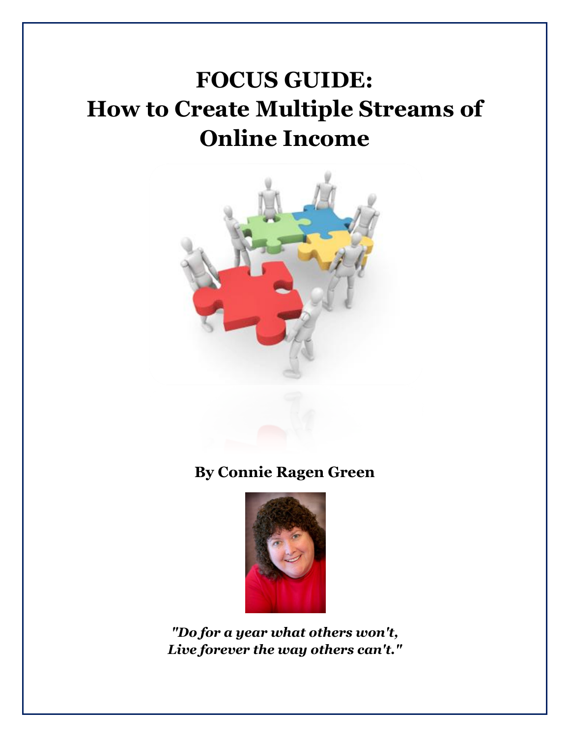# FOCUS GUIDE:
# How to Create Multiple Streams of Online Income

**By Connie Ragen Green**

***"Do for a year what others won't,***
***Live forever the way others can't."***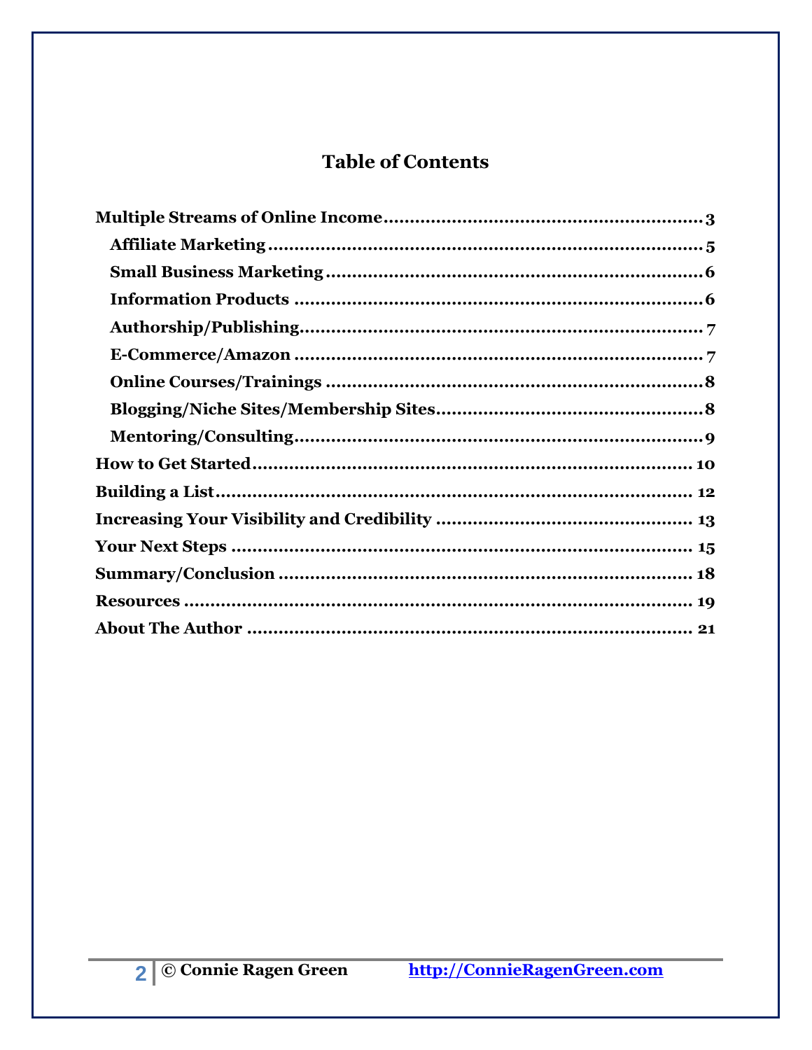## Table of Contents

**Multiple Streams of Online Income** ........................................................ 3

- **Affiliate Marketing** ........................................................................ 5
- **Small Business Marketing** ............................................................. 6
- **Information Products** ................................................................... 6
- **Authorship/Publishing** .................................................................. 7
- **E-Commerce/Amazon** .................................................................... 7
- **Online Courses/Trainings** ............................................................. 8
- **Blogging/Niche Sites/Membership Sites** ........................................ 8
- **Mentoring/Consulting** ................................................................... 9

**How to Get Started** ............................................................................ 10

**Building a List** .................................................................................. 12

**Increasing Your Visibility and Credibility** ........................................ 13

**Your Next Steps** ................................................................................ 15

**Summary/Conclusion** ....................................................................... 18

**Resources** ......................................................................................... 19

**About The Author** ............................................................................. 21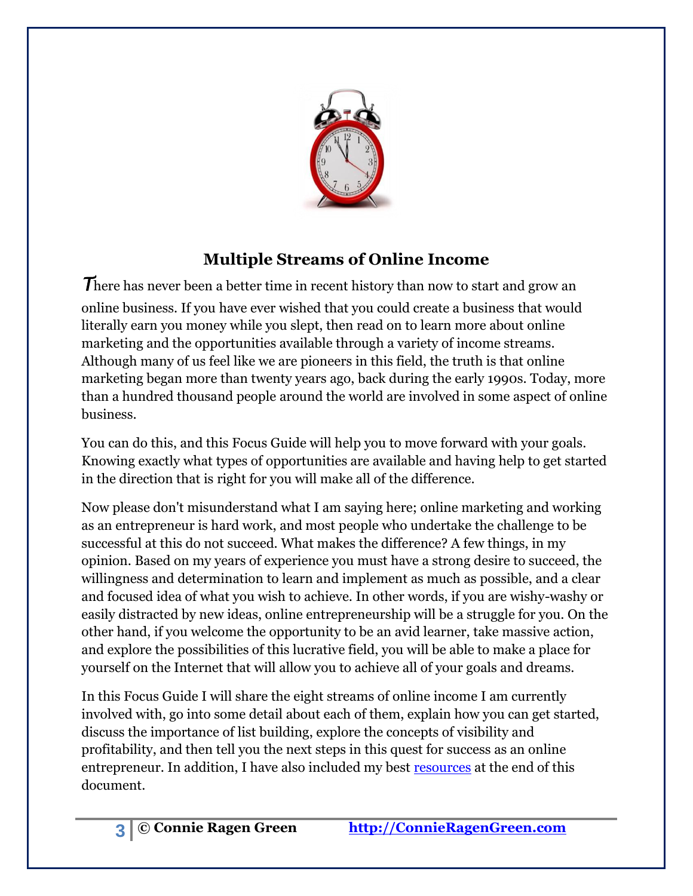## Multiple Streams of Online Income

There has never been a better time in recent history than now to start and grow an online business. If you have ever wished that you could create a business that would literally earn you money while you slept, then read on to learn more about online marketing and the opportunities available through a variety of income streams. Although many of us feel like we are pioneers in this field, the truth is that online marketing began more than twenty years ago, back during the early 1990s. Today, more than a hundred thousand people around the world are involved in some aspect of online business.

You can do this, and this Focus Guide will help you to move forward with your goals. Knowing exactly what types of opportunities are available and having help to get started in the direction that is right for you will make all of the difference.

Now please don't misunderstand what I am saying here; online marketing and working as an entrepreneur is hard work, and most people who undertake the challenge to be successful at this do not succeed. What makes the difference? A few things, in my opinion. Based on my years of experience you must have a strong desire to succeed, the willingness and determination to learn and implement as much as possible, and a clear and focused idea of what you wish to achieve. In other words, if you are wishy-washy or easily distracted by new ideas, online entrepreneurship will be a struggle for you. On the other hand, if you welcome the opportunity to be an avid learner, take massive action, and explore the possibilities of this lucrative field, you will be able to make a place for yourself on the Internet that will allow you to achieve all of your goals and dreams.

In this Focus Guide I will share the eight streams of online income I am currently involved with, go into some detail about each of them, explain how you can get started, discuss the importance of list building, explore the concepts of visibility and profitability, and then tell you the next steps in this quest for success as an online entrepreneur. In addition, I have also included my best resources at the end of this document.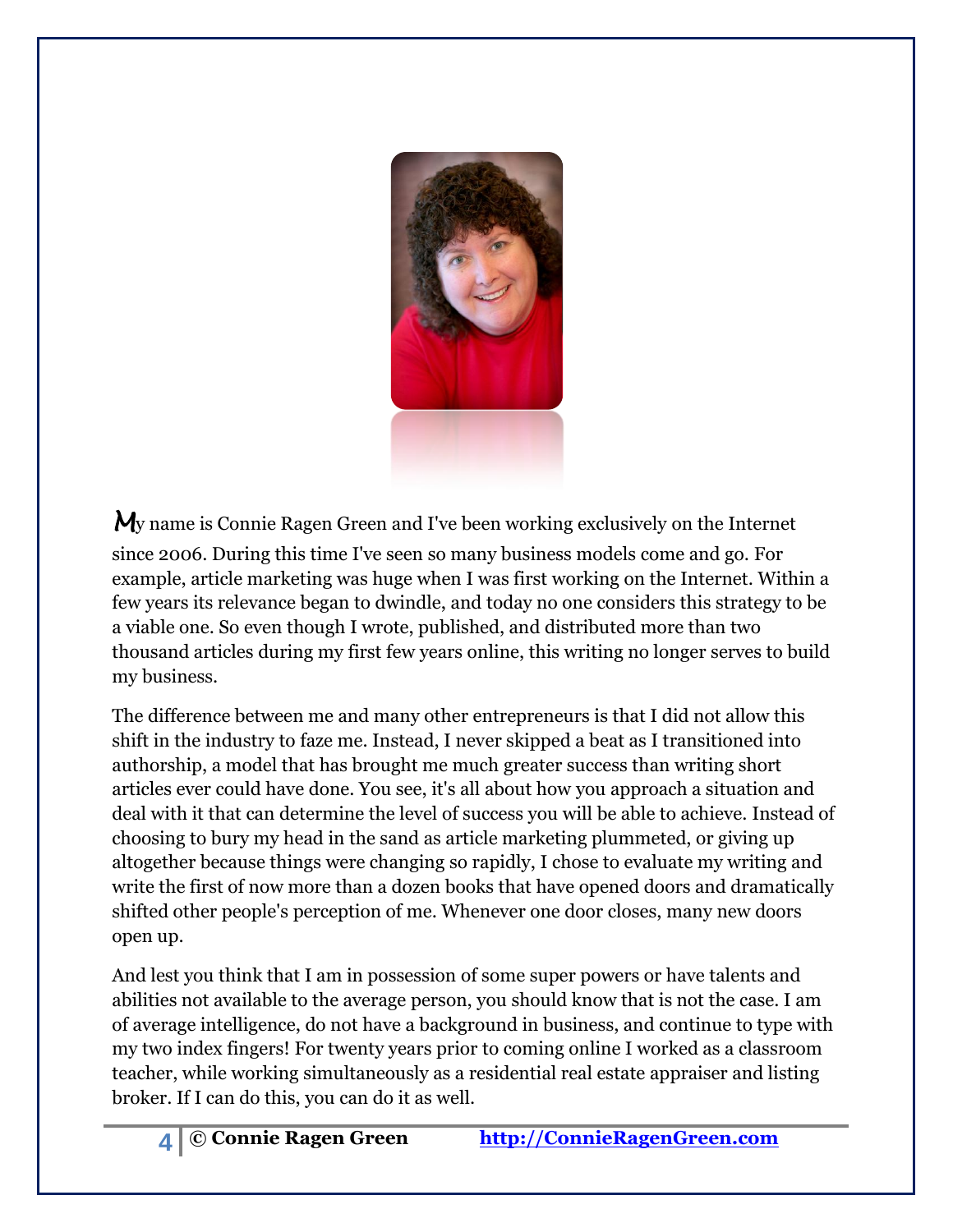My name is Connie Ragen Green and I've been working exclusively on the Internet since 2006. During this time I've seen so many business models come and go. For example, article marketing was huge when I was first working on the Internet. Within a few years its relevance began to dwindle, and today no one considers this strategy to be a viable one. So even though I wrote, published, and distributed more than two thousand articles during my first few years online, this writing no longer serves to build my business.

The difference between me and many other entrepreneurs is that I did not allow this shift in the industry to faze me. Instead, I never skipped a beat as I transitioned into authorship, a model that has brought me much greater success than writing short articles ever could have done. You see, it's all about how you approach a situation and deal with it that can determine the level of success you will be able to achieve. Instead of choosing to bury my head in the sand as article marketing plummeted, or giving up altogether because things were changing so rapidly, I chose to evaluate my writing and write the first of now more than a dozen books that have opened doors and dramatically shifted other people's perception of me. Whenever one door closes, many new doors open up.

And lest you think that I am in possession of some super powers or have talents and abilities not available to the average person, you should know that is not the case. I am of average intelligence, do not have a background in business, and continue to type with my two index fingers! For twenty years prior to coming online I worked as a classroom teacher, while working simultaneously as a residential real estate appraiser and listing broker. If I can do this, you can do it as well.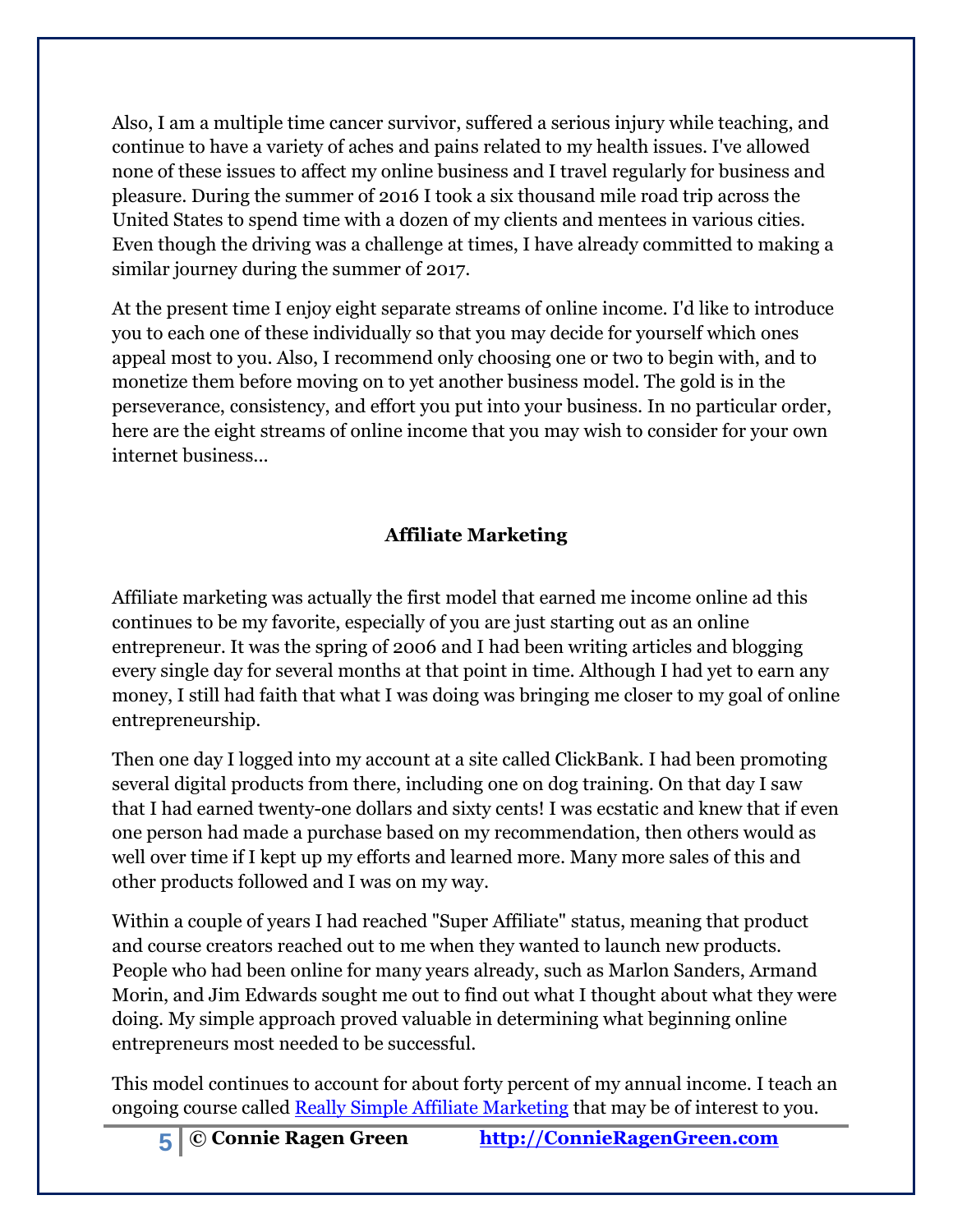Also, I am a multiple time cancer survivor, suffered a serious injury while teaching, and continue to have a variety of aches and pains related to my health issues. I've allowed none of these issues to affect my online business and I travel regularly for business and pleasure. During the summer of 2016 I took a six thousand mile road trip across the United States to spend time with a dozen of my clients and mentees in various cities. Even though the driving was a challenge at times, I have already committed to making a similar journey during the summer of 2017.

At the present time I enjoy eight separate streams of online income. I'd like to introduce you to each one of these individually so that you may decide for yourself which ones appeal most to you. Also, I recommend only choosing one or two to begin with, and to monetize them before moving on to yet another business model. The gold is in the perseverance, consistency, and effort you put into your business. In no particular order, here are the eight streams of online income that you may wish to consider for your own internet business...

## Affiliate Marketing

Affiliate marketing was actually the first model that earned me income online ad this continues to be my favorite, especially of you are just starting out as an online entrepreneur. It was the spring of 2006 and I had been writing articles and blogging every single day for several months at that point in time. Although I had yet to earn any money, I still had faith that what I was doing was bringing me closer to my goal of online entrepreneurship.

Then one day I logged into my account at a site called ClickBank. I had been promoting several digital products from there, including one on dog training. On that day I saw that I had earned twenty-one dollars and sixty cents! I was ecstatic and knew that if even one person had made a purchase based on my recommendation, then others would as well over time if I kept up my efforts and learned more. Many more sales of this and other products followed and I was on my way.

Within a couple of years I had reached "Super Affiliate" status, meaning that product and course creators reached out to me when they wanted to launch new products. People who had been online for many years already, such as Marlon Sanders, Armand Morin, and Jim Edwards sought me out to find out what I thought about what they were doing. My simple approach proved valuable in determining what beginning online entrepreneurs most needed to be successful.

This model continues to account for about forty percent of my annual income. I teach an ongoing course called Really Simple Affiliate Marketing that may be of interest to you.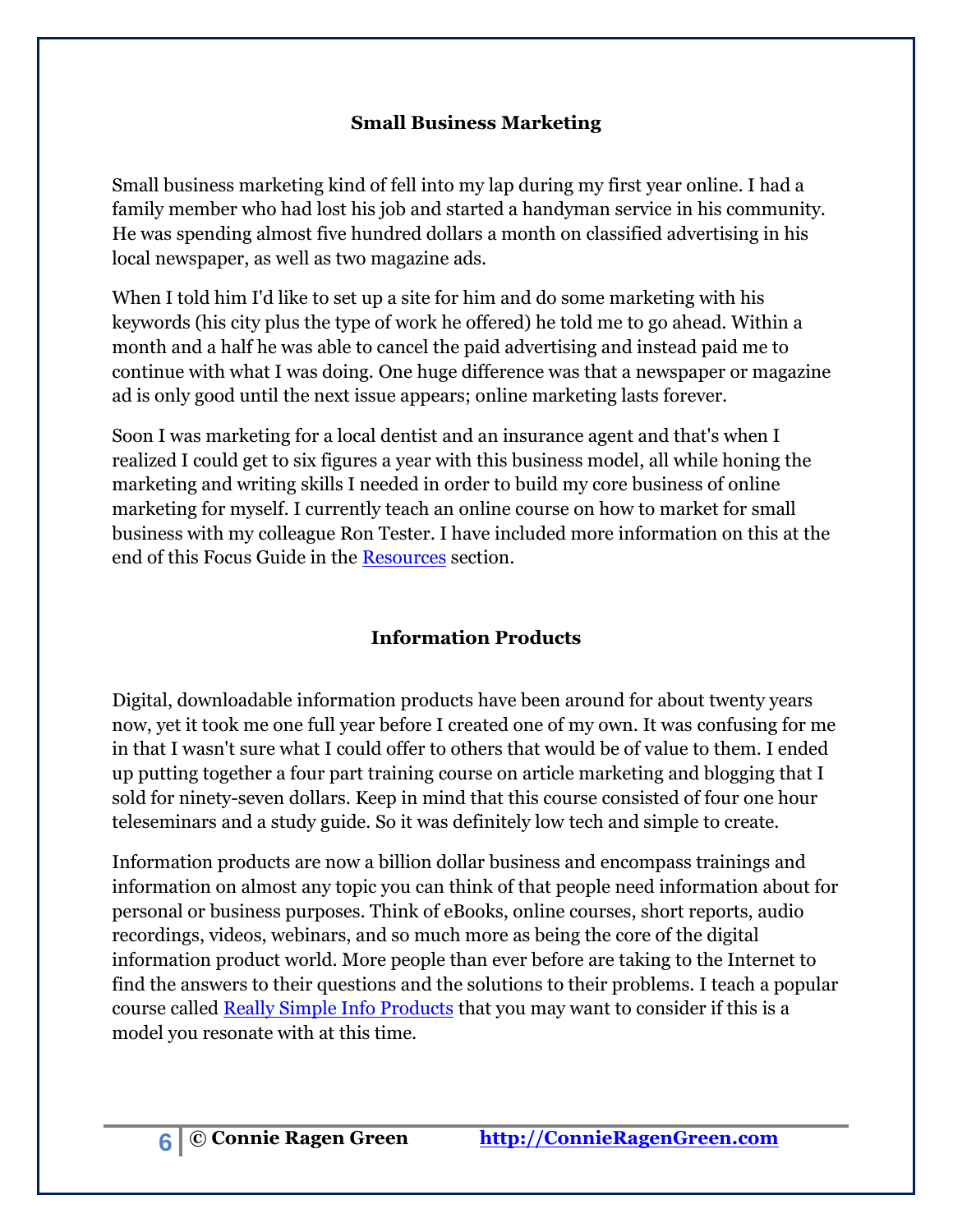## Small Business Marketing

Small business marketing kind of fell into my lap during my first year online. I had a family member who had lost his job and started a handyman service in his community. He was spending almost five hundred dollars a month on classified advertising in his local newspaper, as well as two magazine ads.

When I told him I'd like to set up a site for him and do some marketing with his keywords (his city plus the type of work he offered) he told me to go ahead. Within a month and a half he was able to cancel the paid advertising and instead paid me to continue with what I was doing. One huge difference was that a newspaper or magazine ad is only good until the next issue appears; online marketing lasts forever.

Soon I was marketing for a local dentist and an insurance agent and that's when I realized I could get to six figures a year with this business model, all while honing the marketing and writing skills I needed in order to build my core business of online marketing for myself. I currently teach an online course on how to market for small business with my colleague Ron Tester. I have included more information on this at the end of this Focus Guide in the Resources section.

## Information Products

Digital, downloadable information products have been around for about twenty years now, yet it took me one full year before I created one of my own. It was confusing for me in that I wasn't sure what I could offer to others that would be of value to them. I ended up putting together a four part training course on article marketing and blogging that I sold for ninety-seven dollars. Keep in mind that this course consisted of four one hour teleseminars and a study guide. So it was definitely low tech and simple to create.

Information products are now a billion dollar business and encompass trainings and information on almost any topic you can think of that people need information about for personal or business purposes. Think of eBooks, online courses, short reports, audio recordings, videos, webinars, and so much more as being the core of the digital information product world. More people than ever before are taking to the Internet to find the answers to their questions and the solutions to their problems. I teach a popular course called Really Simple Info Products that you may want to consider if this is a model you resonate with at this time.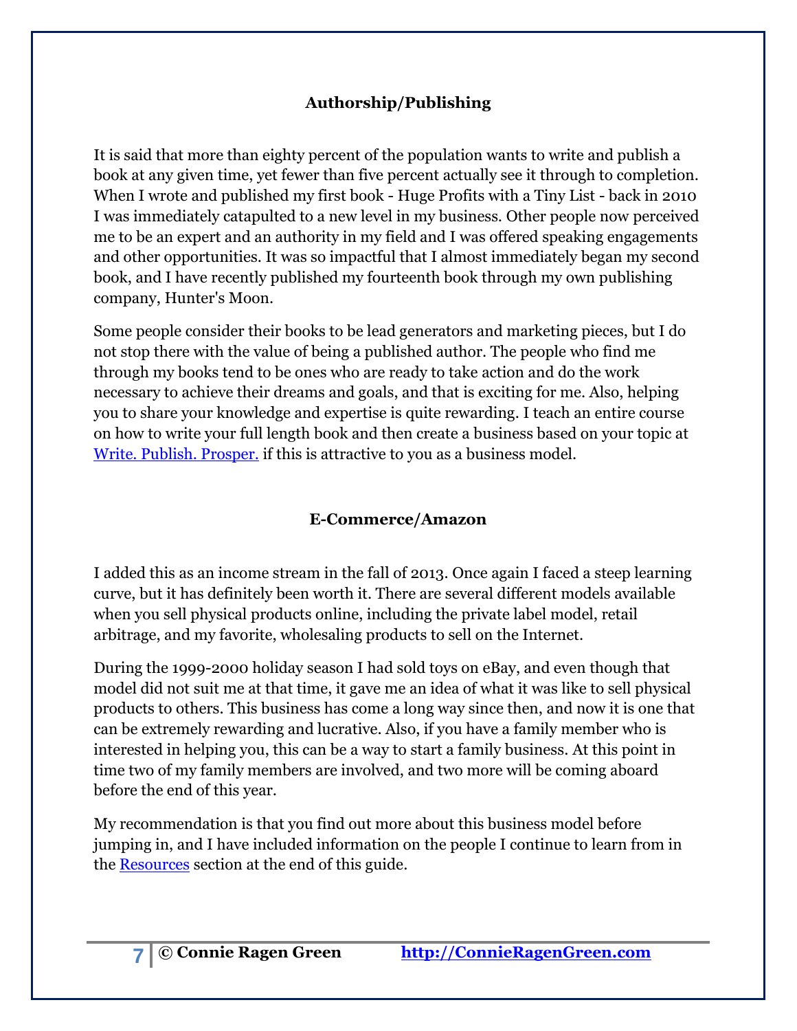## Authorship/Publishing

It is said that more than eighty percent of the population wants to write and publish a book at any given time, yet fewer than five percent actually see it through to completion. When I wrote and published my first book - Huge Profits with a Tiny List - back in 2010 I was immediately catapulted to a new level in my business. Other people now perceived me to be an expert and an authority in my field and I was offered speaking engagements and other opportunities. It was so impactful that I almost immediately began my second book, and I have recently published my fourteenth book through my own publishing company, Hunter's Moon.

Some people consider their books to be lead generators and marketing pieces, but I do not stop there with the value of being a published author. The people who find me through my books tend to be ones who are ready to take action and do the work necessary to achieve their dreams and goals, and that is exciting for me. Also, helping you to share your knowledge and expertise is quite rewarding. I teach an entire course on how to write your full length book and then create a business based on your topic at Write. Publish. Prosper. if this is attractive to you as a business model.

## E-Commerce/Amazon

I added this as an income stream in the fall of 2013. Once again I faced a steep learning curve, but it has definitely been worth it. There are several different models available when you sell physical products online, including the private label model, retail arbitrage, and my favorite, wholesaling products to sell on the Internet.

During the 1999-2000 holiday season I had sold toys on eBay, and even though that model did not suit me at that time, it gave me an idea of what it was like to sell physical products to others. This business has come a long way since then, and now it is one that can be extremely rewarding and lucrative. Also, if you have a family member who is interested in helping you, this can be a way to start a family business. At this point in time two of my family members are involved, and two more will be coming aboard before the end of this year.

My recommendation is that you find out more about this business model before jumping in, and I have included information on the people I continue to learn from in the Resources section at the end of this guide.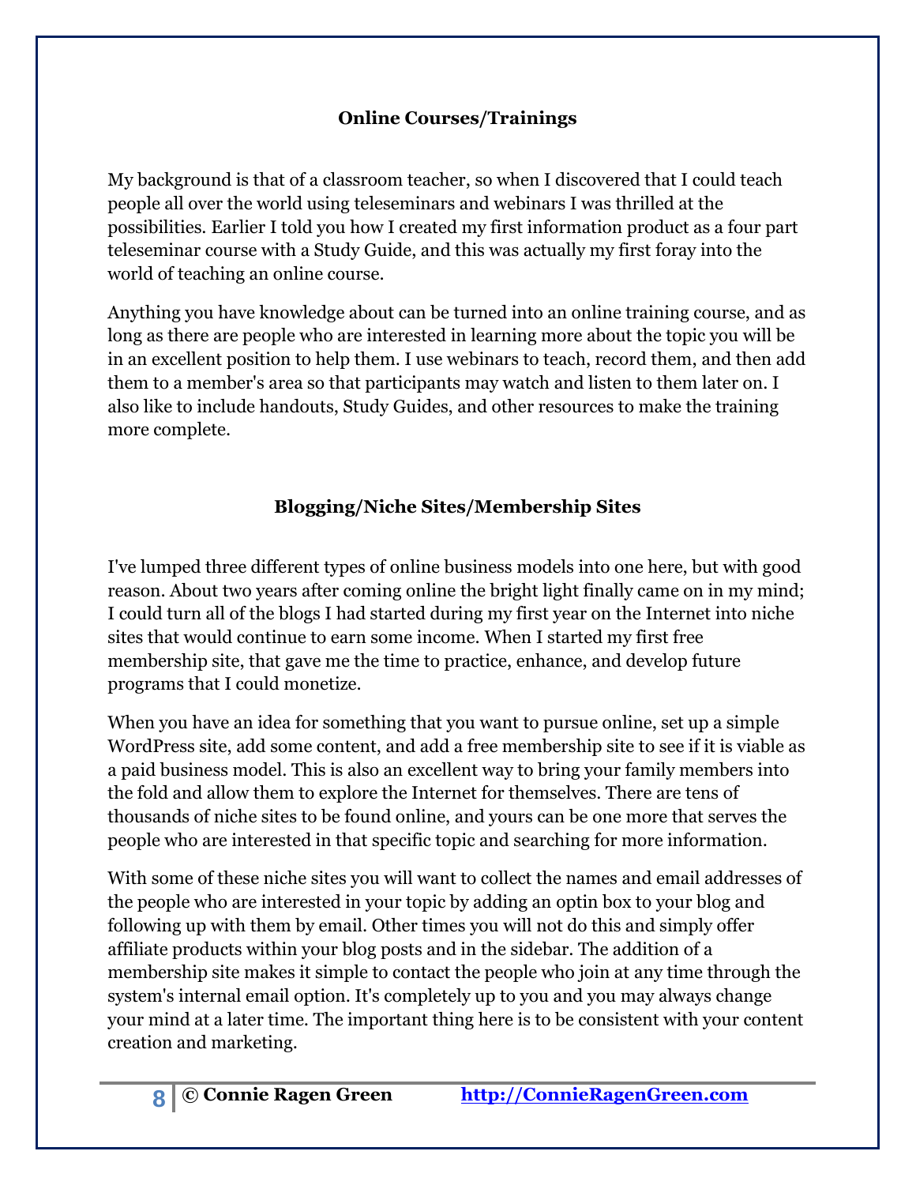## Online Courses/Trainings

My background is that of a classroom teacher, so when I discovered that I could teach people all over the world using teleseminars and webinars I was thrilled at the possibilities. Earlier I told you how I created my first information product as a four part teleseminar course with a Study Guide, and this was actually my first foray into the world of teaching an online course.

Anything you have knowledge about can be turned into an online training course, and as long as there are people who are interested in learning more about the topic you will be in an excellent position to help them. I use webinars to teach, record them, and then add them to a member's area so that participants may watch and listen to them later on. I also like to include handouts, Study Guides, and other resources to make the training more complete.

## Blogging/Niche Sites/Membership Sites

I've lumped three different types of online business models into one here, but with good reason. About two years after coming online the bright light finally came on in my mind; I could turn all of the blogs I had started during my first year on the Internet into niche sites that would continue to earn some income. When I started my first free membership site, that gave me the time to practice, enhance, and develop future programs that I could monetize.

When you have an idea for something that you want to pursue online, set up a simple WordPress site, add some content, and add a free membership site to see if it is viable as a paid business model. This is also an excellent way to bring your family members into the fold and allow them to explore the Internet for themselves. There are tens of thousands of niche sites to be found online, and yours can be one more that serves the people who are interested in that specific topic and searching for more information.

With some of these niche sites you will want to collect the names and email addresses of the people who are interested in your topic by adding an optin box to your blog and following up with them by email. Other times you will not do this and simply offer affiliate products within your blog posts and in the sidebar. The addition of a membership site makes it simple to contact the people who join at any time through the system's internal email option. It's completely up to you and you may always change your mind at a later time. The important thing here is to be consistent with your content creation and marketing.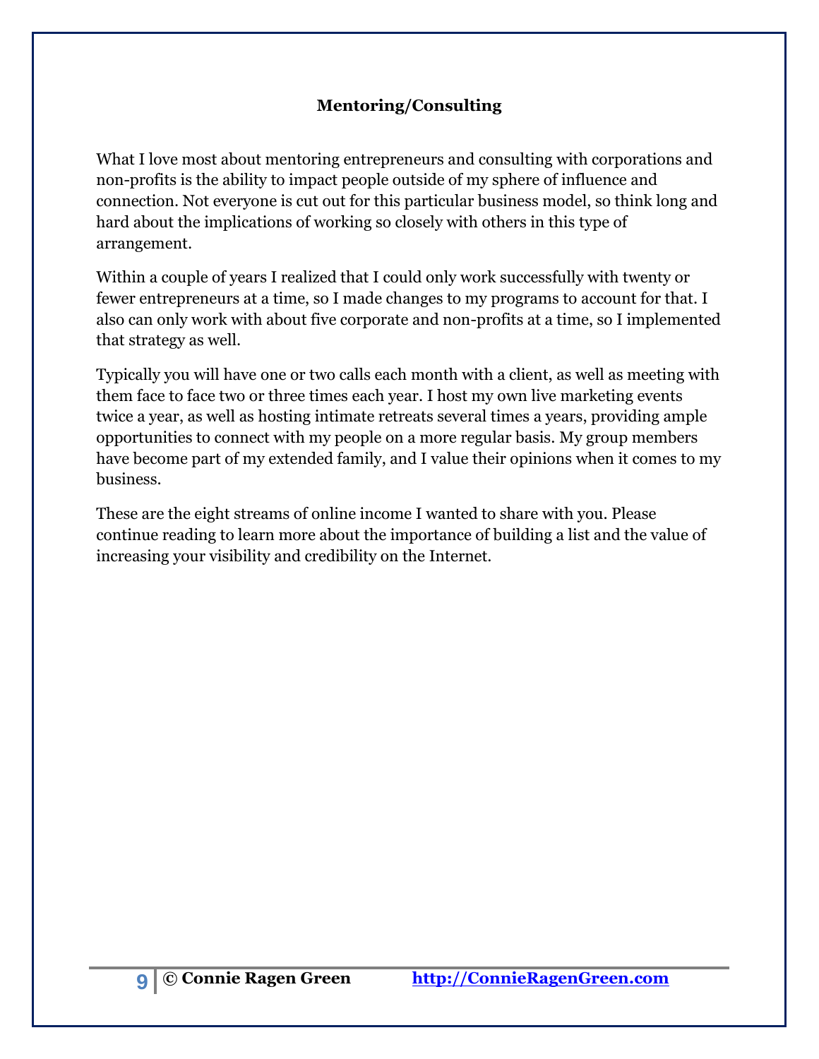### Mentoring/Consulting

What I love most about mentoring entrepreneurs and consulting with corporations and non-profits is the ability to impact people outside of my sphere of influence and connection. Not everyone is cut out for this particular business model, so think long and hard about the implications of working so closely with others in this type of arrangement.

Within a couple of years I realized that I could only work successfully with twenty or fewer entrepreneurs at a time, so I made changes to my programs to account for that. I also can only work with about five corporate and non-profits at a time, so I implemented that strategy as well.

Typically you will have one or two calls each month with a client, as well as meeting with them face to face two or three times each year. I host my own live marketing events twice a year, as well as hosting intimate retreats several times a years, providing ample opportunities to connect with my people on a more regular basis. My group members have become part of my extended family, and I value their opinions when it comes to my business.

These are the eight streams of online income I wanted to share with you. Please continue reading to learn more about the importance of building a list and the value of increasing your visibility and credibility on the Internet.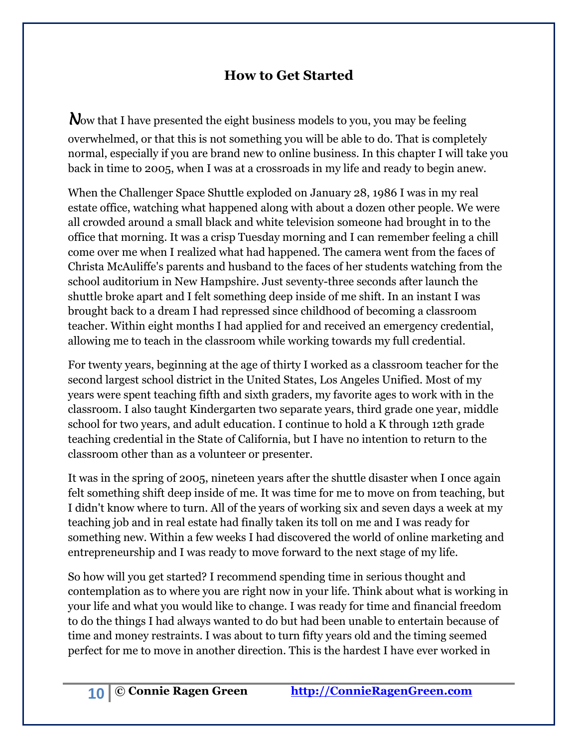## How to Get Started

Now that I have presented the eight business models to you, you may be feeling overwhelmed, or that this is not something you will be able to do. That is completely normal, especially if you are brand new to online business. In this chapter I will take you back in time to 2005, when I was at a crossroads in my life and ready to begin anew.

When the Challenger Space Shuttle exploded on January 28, 1986 I was in my real estate office, watching what happened along with about a dozen other people. We were all crowded around a small black and white television someone had brought in to the office that morning. It was a crisp Tuesday morning and I can remember feeling a chill come over me when I realized what had happened. The camera went from the faces of Christa McAuliffe's parents and husband to the faces of her students watching from the school auditorium in New Hampshire. Just seventy-three seconds after launch the shuttle broke apart and I felt something deep inside of me shift. In an instant I was brought back to a dream I had repressed since childhood of becoming a classroom teacher. Within eight months I had applied for and received an emergency credential, allowing me to teach in the classroom while working towards my full credential.

For twenty years, beginning at the age of thirty I worked as a classroom teacher for the second largest school district in the United States, Los Angeles Unified. Most of my years were spent teaching fifth and sixth graders, my favorite ages to work with in the classroom. I also taught Kindergarten two separate years, third grade one year, middle school for two years, and adult education. I continue to hold a K through 12th grade teaching credential in the State of California, but I have no intention to return to the classroom other than as a volunteer or presenter.

It was in the spring of 2005, nineteen years after the shuttle disaster when I once again felt something shift deep inside of me. It was time for me to move on from teaching, but I didn't know where to turn. All of the years of working six and seven days a week at my teaching job and in real estate had finally taken its toll on me and I was ready for something new. Within a few weeks I had discovered the world of online marketing and entrepreneurship and I was ready to move forward to the next stage of my life.

So how will you get started? I recommend spending time in serious thought and contemplation as to where you are right now in your life. Think about what is working in your life and what you would like to change. I was ready for time and financial freedom to do the things I had always wanted to do but had been unable to entertain because of time and money restraints. I was about to turn fifty years old and the timing seemed perfect for me to move in another direction. This is the hardest I have ever worked in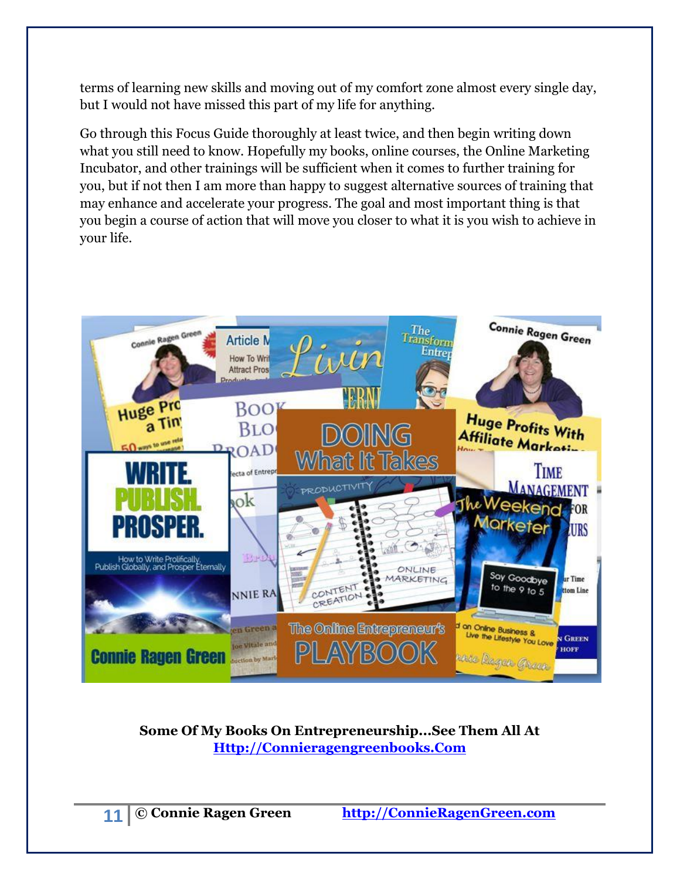terms of learning new skills and moving out of my comfort zone almost every single day, but I would not have missed this part of my life for anything.

Go through this Focus Guide thoroughly at least twice, and then begin writing down what you still need to know. Hopefully my books, online courses, the Online Marketing Incubator, and other trainings will be sufficient when it comes to further training for you, but if not then I am more than happy to suggest alternative sources of training that may enhance and accelerate your progress. The goal and most important thing is that you begin a course of action that will move you closer to what it is you wish to achieve in your life.

**Some Of My Books On Entrepreneurship…See Them All At [Http://Connieragengreenbooks.Com](http://Connieragengreenbooks.Com)**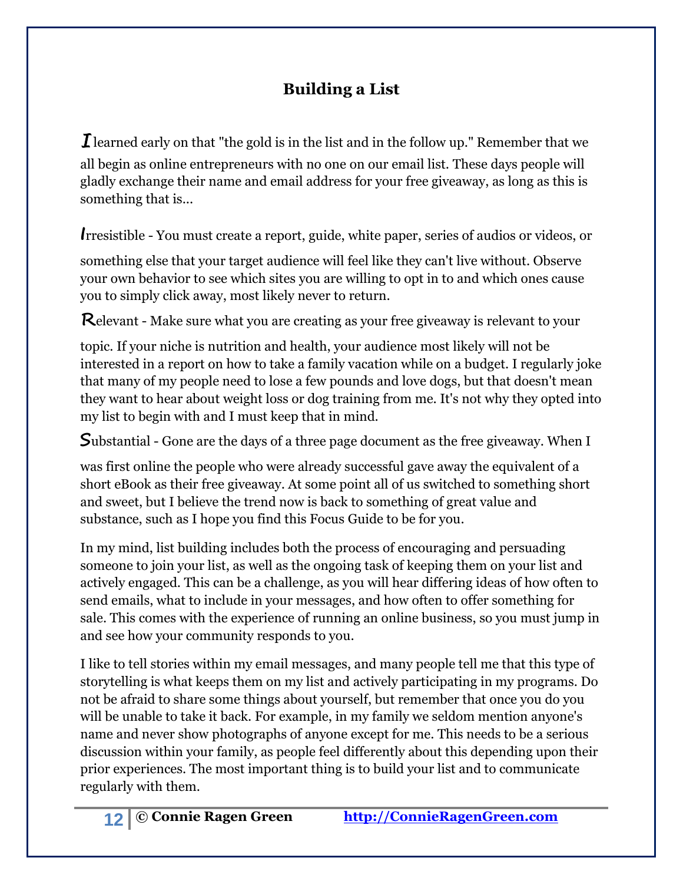## Building a List

I learned early on that "the gold is in the list and in the follow up." Remember that we all begin as online entrepreneurs with no one on our email list. These days people will gladly exchange their name and email address for your free giveaway, as long as this is something that is...

Irresistible - You must create a report, guide, white paper, series of audios or videos, or something else that your target audience will feel like they can't live without. Observe your own behavior to see which sites you are willing to opt in to and which ones cause you to simply click away, most likely never to return.

Relevant - Make sure what you are creating as your free giveaway is relevant to your topic. If your niche is nutrition and health, your audience most likely will not be interested in a report on how to take a family vacation while on a budget. I regularly joke that many of my people need to lose a few pounds and love dogs, but that doesn't mean they want to hear about weight loss or dog training from me. It's not why they opted into my list to begin with and I must keep that in mind.

Substantial - Gone are the days of a three page document as the free giveaway. When I was first online the people who were already successful gave away the equivalent of a short eBook as their free giveaway. At some point all of us switched to something short and sweet, but I believe the trend now is back to something of great value and substance, such as I hope you find this Focus Guide to be for you.

In my mind, list building includes both the process of encouraging and persuading someone to join your list, as well as the ongoing task of keeping them on your list and actively engaged. This can be a challenge, as you will hear differing ideas of how often to send emails, what to include in your messages, and how often to offer something for sale. This comes with the experience of running an online business, so you must jump in and see how your community responds to you.

I like to tell stories within my email messages, and many people tell me that this type of storytelling is what keeps them on my list and actively participating in my programs. Do not be afraid to share some things about yourself, but remember that once you do you will be unable to take it back. For example, in my family we seldom mention anyone's name and never show photographs of anyone except for me. This needs to be a serious discussion within your family, as people feel differently about this depending upon their prior experiences. The most important thing is to build your list and to communicate regularly with them.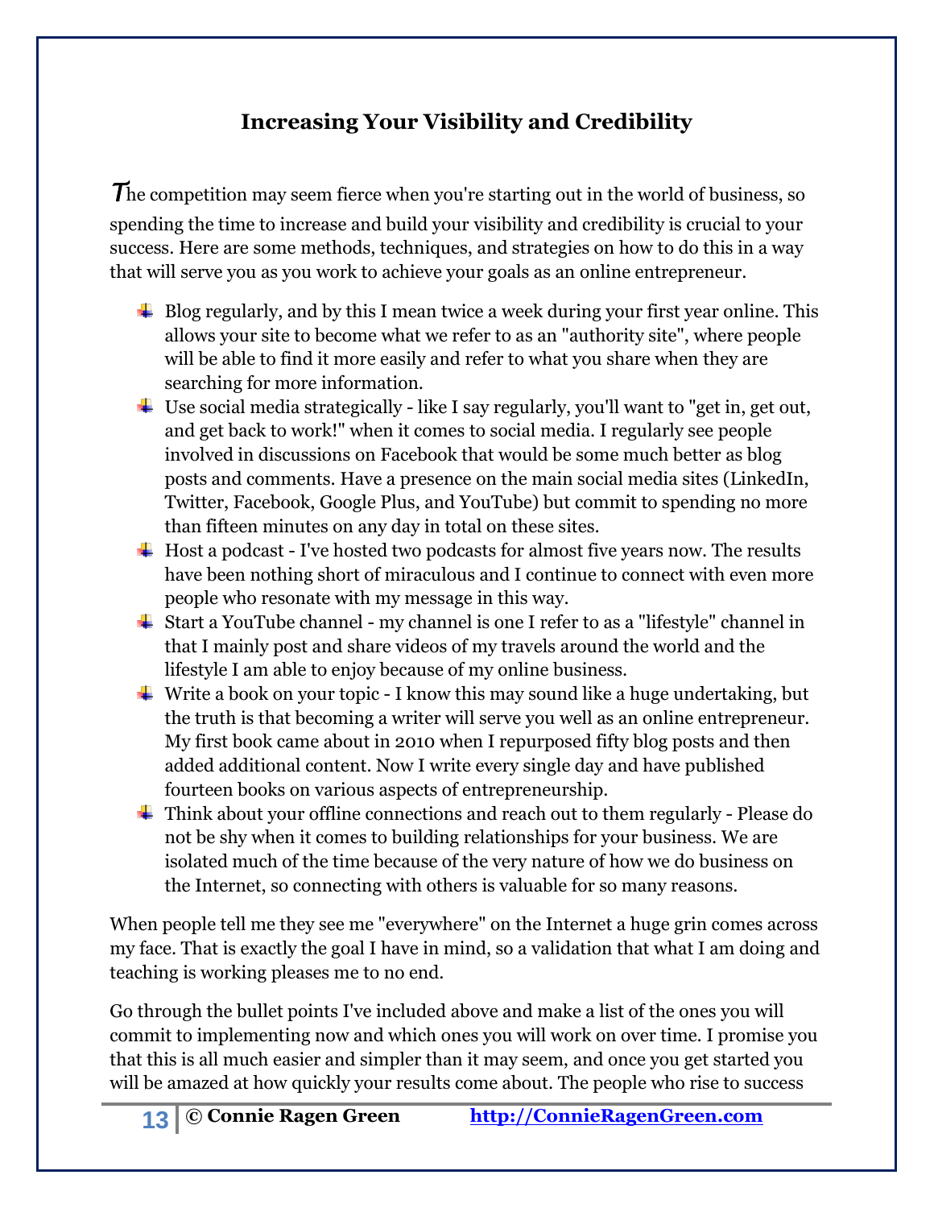## Increasing Your Visibility and Credibility

The competition may seem fierce when you're starting out in the world of business, so spending the time to increase and build your visibility and credibility is crucial to your success. Here are some methods, techniques, and strategies on how to do this in a way that will serve you as you work to achieve your goals as an online entrepreneur.

- Blog regularly, and by this I mean twice a week during your first year online. This allows your site to become what we refer to as an "authority site", where people will be able to find it more easily and refer to what you share when they are searching for more information.
- Use social media strategically - like I say regularly, you'll want to "get in, get out, and get back to work!" when it comes to social media. I regularly see people involved in discussions on Facebook that would be some much better as blog posts and comments. Have a presence on the main social media sites (LinkedIn, Twitter, Facebook, Google Plus, and YouTube) but commit to spending no more than fifteen minutes on any day in total on these sites.
- Host a podcast - I've hosted two podcasts for almost five years now. The results have been nothing short of miraculous and I continue to connect with even more people who resonate with my message in this way.
- Start a YouTube channel - my channel is one I refer to as a "lifestyle" channel in that I mainly post and share videos of my travels around the world and the lifestyle I am able to enjoy because of my online business.
- Write a book on your topic - I know this may sound like a huge undertaking, but the truth is that becoming a writer will serve you well as an online entrepreneur. My first book came about in 2010 when I repurposed fifty blog posts and then added additional content. Now I write every single day and have published fourteen books on various aspects of entrepreneurship.
- Think about your offline connections and reach out to them regularly - Please do not be shy when it comes to building relationships for your business. We are isolated much of the time because of the very nature of how we do business on the Internet, so connecting with others is valuable for so many reasons.

When people tell me they see me "everywhere" on the Internet a huge grin comes across my face. That is exactly the goal I have in mind, so a validation that what I am doing and teaching is working pleases me to no end.

Go through the bullet points I've included above and make a list of the ones you will commit to implementing now and which ones you will work on over time. I promise you that this is all much easier and simpler than it may seem, and once you get started you will be amazed at how quickly your results come about. The people who rise to success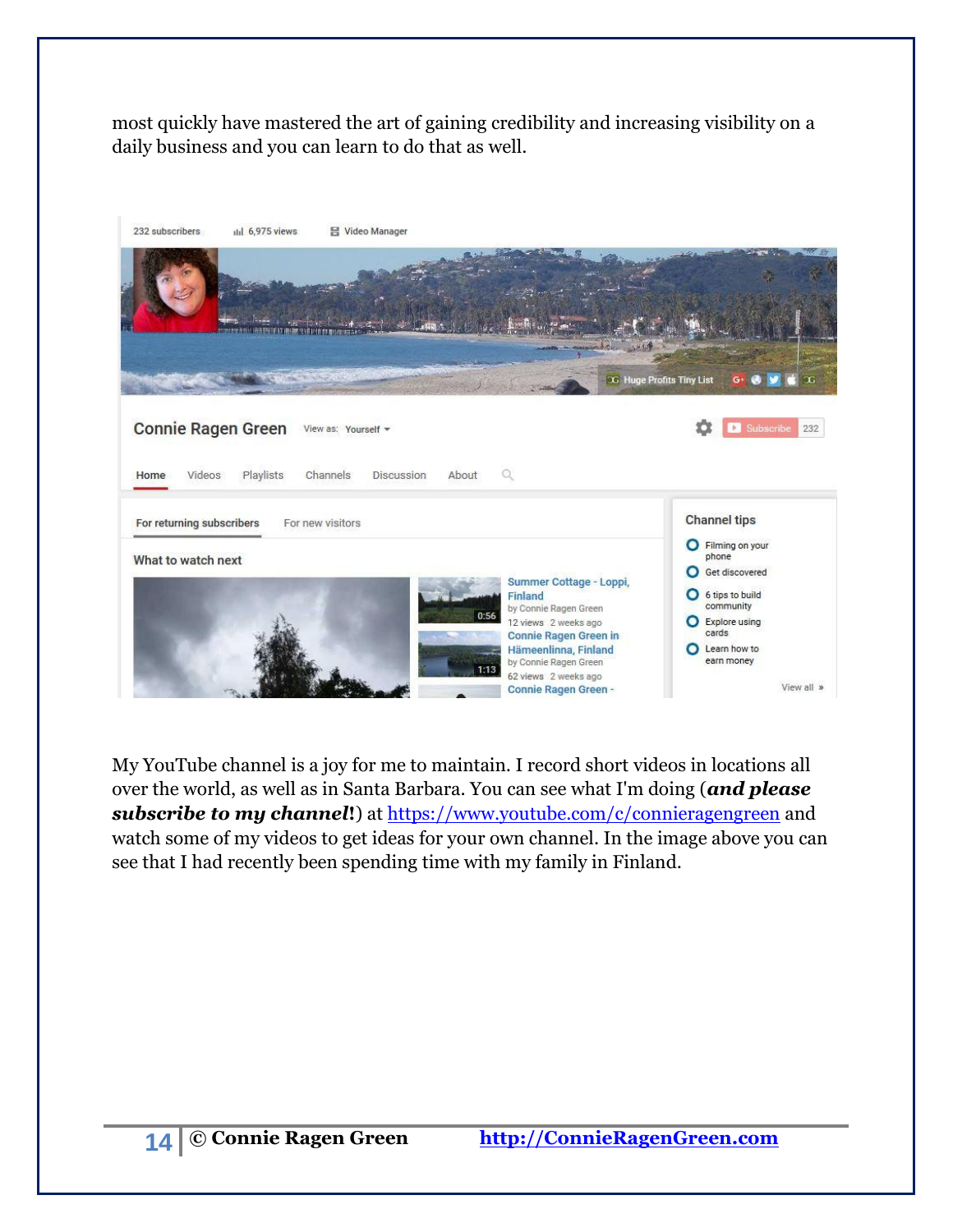most quickly have mastered the art of gaining credibility and increasing visibility on a daily business and you can learn to do that as well.

My YouTube channel is a joy for me to maintain. I record short videos in locations all over the world, as well as in Santa Barbara. You can see what I'm doing (***and please subscribe to my channel!***) at https://www.youtube.com/c/connieragengreen and watch some of my videos to get ideas for your own channel. In the image above you can see that I had recently been spending time with my family in Finland.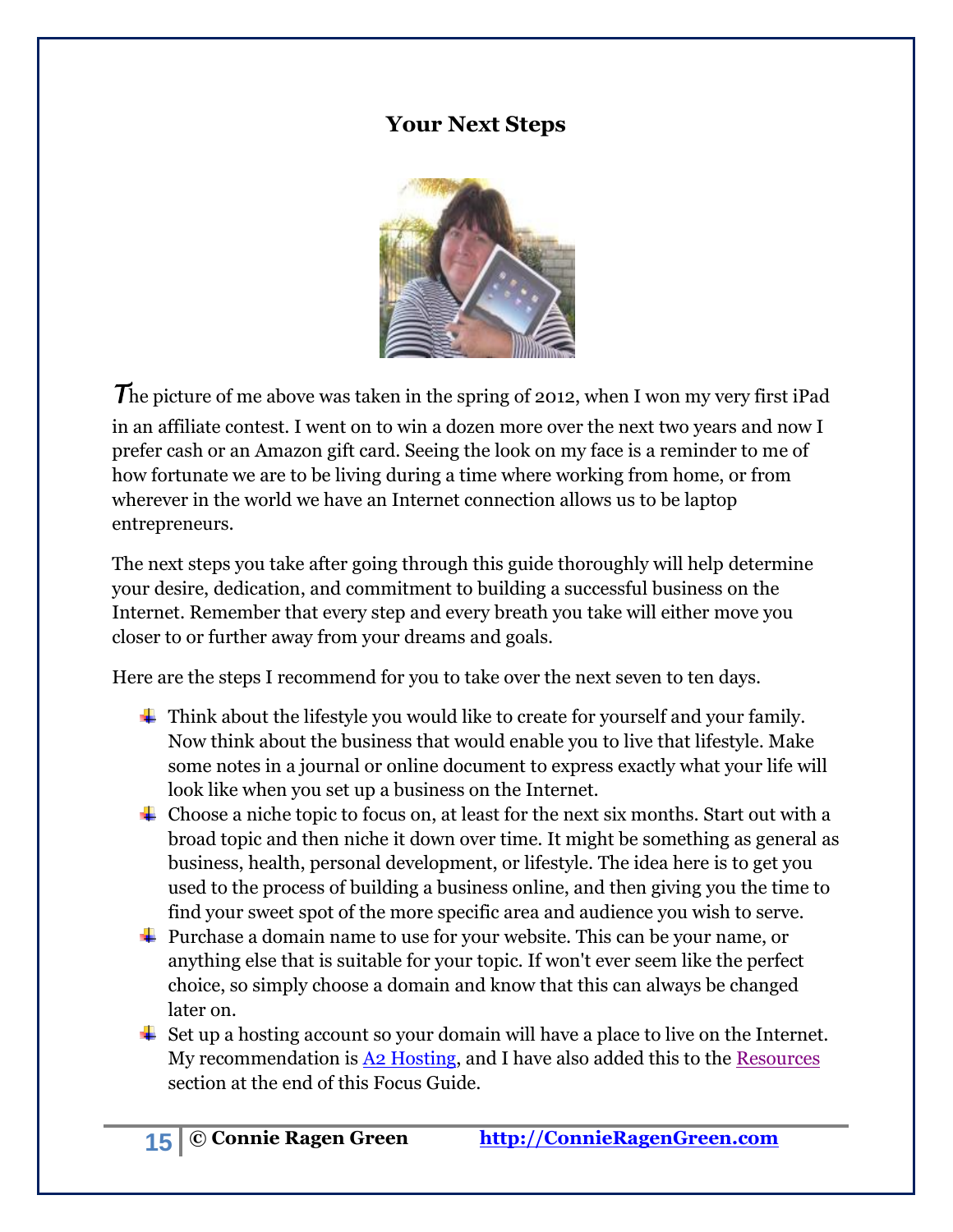## Your Next Steps

The picture of me above was taken in the spring of 2012, when I won my very first iPad in an affiliate contest. I went on to win a dozen more over the next two years and now I prefer cash or an Amazon gift card. Seeing the look on my face is a reminder to me of how fortunate we are to be living during a time where working from home, or from wherever in the world we have an Internet connection allows us to be laptop entrepreneurs.

The next steps you take after going through this guide thoroughly will help determine your desire, dedication, and commitment to building a successful business on the Internet. Remember that every step and every breath you take will either move you closer to or further away from your dreams and goals.

Here are the steps I recommend for you to take over the next seven to ten days.

- Think about the lifestyle you would like to create for yourself and your family. Now think about the business that would enable you to live that lifestyle. Make some notes in a journal or online document to express exactly what your life will look like when you set up a business on the Internet.
- Choose a niche topic to focus on, at least for the next six months. Start out with a broad topic and then niche it down over time. It might be something as general as business, health, personal development, or lifestyle. The idea here is to get you used to the process of building a business online, and then giving you the time to find your sweet spot of the more specific area and audience you wish to serve.
- Purchase a domain name to use for your website. This can be your name, or anything else that is suitable for your topic. If won't ever seem like the perfect choice, so simply choose a domain and know that this can always be changed later on.
- Set up a hosting account so your domain will have a place to live on the Internet. My recommendation is A2 Hosting, and I have also added this to the Resources section at the end of this Focus Guide.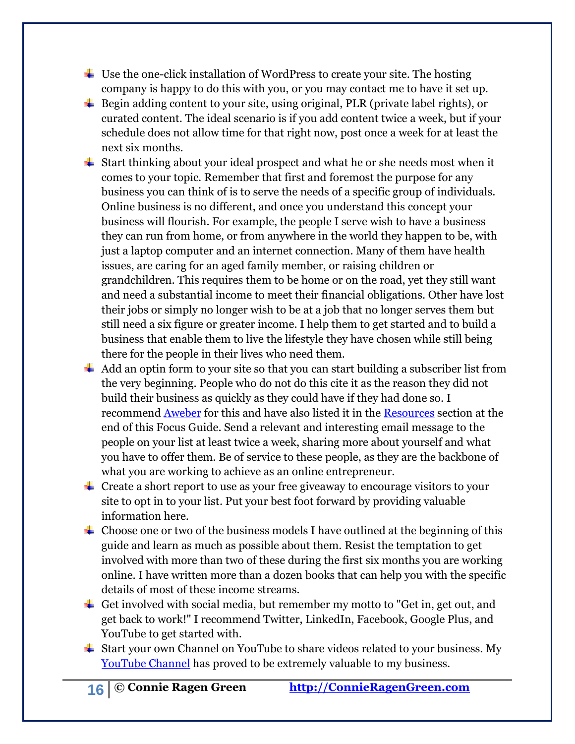- Use the one-click installation of WordPress to create your site. The hosting company is happy to do this with you, or you may contact me to have it set up.
- Begin adding content to your site, using original, PLR (private label rights), or curated content. The ideal scenario is if you add content twice a week, but if your schedule does not allow time for that right now, post once a week for at least the next six months.
- Start thinking about your ideal prospect and what he or she needs most when it comes to your topic. Remember that first and foremost the purpose for any business you can think of is to serve the needs of a specific group of individuals. Online business is no different, and once you understand this concept your business will flourish. For example, the people I serve wish to have a business they can run from home, or from anywhere in the world they happen to be, with just a laptop computer and an internet connection. Many of them have health issues, are caring for an aged family member, or raising children or grandchildren. This requires them to be home or on the road, yet they still want and need a substantial income to meet their financial obligations. Other have lost their jobs or simply no longer wish to be at a job that no longer serves them but still need a six figure or greater income. I help them to get started and to build a business that enable them to live the lifestyle they have chosen while still being there for the people in their lives who need them.
- Add an optin form to your site so that you can start building a subscriber list from the very beginning. People who do not do this cite it as the reason they did not build their business as quickly as they could have if they had done so. I recommend [Aweber] for this and have also listed it in the [Resources] section at the end of this Focus Guide. Send a relevant and interesting email message to the people on your list at least twice a week, sharing more about yourself and what you have to offer them. Be of service to these people, as they are the backbone of what you are working to achieve as an online entrepreneur.
- Create a short report to use as your free giveaway to encourage visitors to your site to opt in to your list. Put your best foot forward by providing valuable information here.
- Choose one or two of the business models I have outlined at the beginning of this guide and learn as much as possible about them. Resist the temptation to get involved with more than two of these during the first six months you are working online. I have written more than a dozen books that can help you with the specific details of most of these income streams.
- Get involved with social media, but remember my motto to "Get in, get out, and get back to work!" I recommend Twitter, LinkedIn, Facebook, Google Plus, and YouTube to get started with.
- Start your own Channel on YouTube to share videos related to your business. My [YouTube Channel] has proved to be extremely valuable to my business.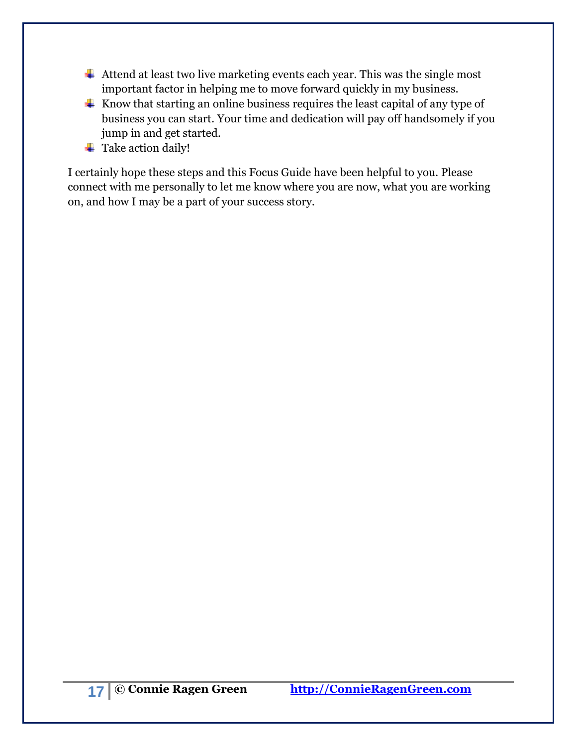- Attend at least two live marketing events each year. This was the single most important factor in helping me to move forward quickly in my business.
- Know that starting an online business requires the least capital of any type of business you can start. Your time and dedication will pay off handsomely if you jump in and get started.
- Take action daily!

I certainly hope these steps and this Focus Guide have been helpful to you. Please connect with me personally to let me know where you are now, what you are working on, and how I may be a part of your success story.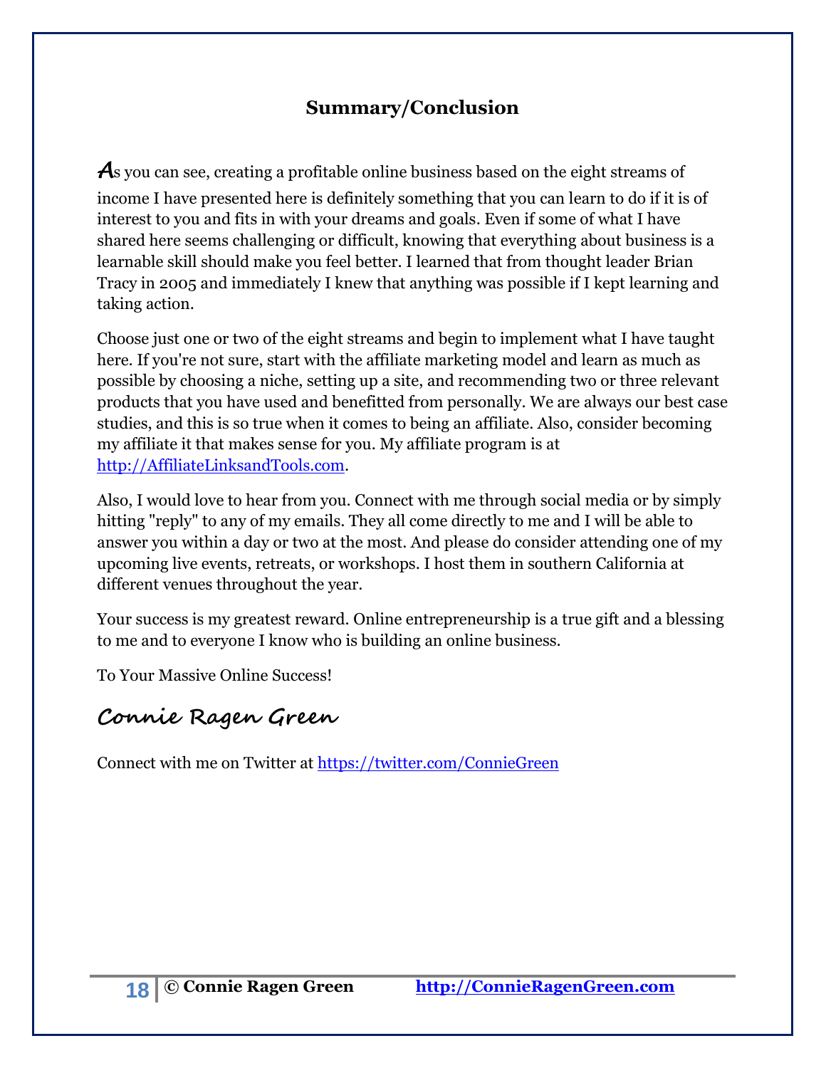## Summary/Conclusion

As you can see, creating a profitable online business based on the eight streams of income I have presented here is definitely something that you can learn to do if it is of interest to you and fits in with your dreams and goals. Even if some of what I have shared here seems challenging or difficult, knowing that everything about business is a learnable skill should make you feel better. I learned that from thought leader Brian Tracy in 2005 and immediately I knew that anything was possible if I kept learning and taking action.

Choose just one or two of the eight streams and begin to implement what I have taught here. If you're not sure, start with the affiliate marketing model and learn as much as possible by choosing a niche, setting up a site, and recommending two or three relevant products that you have used and benefitted from personally. We are always our best case studies, and this is so true when it comes to being an affiliate. Also, consider becoming my affiliate it that makes sense for you. My affiliate program is at [http://AffiliateLinksandTools.com](http://AffiliateLinksandTools.com).

Also, I would love to hear from you. Connect with me through social media or by simply hitting "reply" to any of my emails. They all come directly to me and I will be able to answer you within a day or two at the most. And please do consider attending one of my upcoming live events, retreats, or workshops. I host them in southern California at different venues throughout the year.

Your success is my greatest reward. Online entrepreneurship is a true gift and a blessing to me and to everyone I know who is building an online business.

To Your Massive Online Success!

**Connie Ragen Green**

Connect with me on Twitter at [https://twitter.com/ConnieGreen](https://twitter.com/ConnieGreen)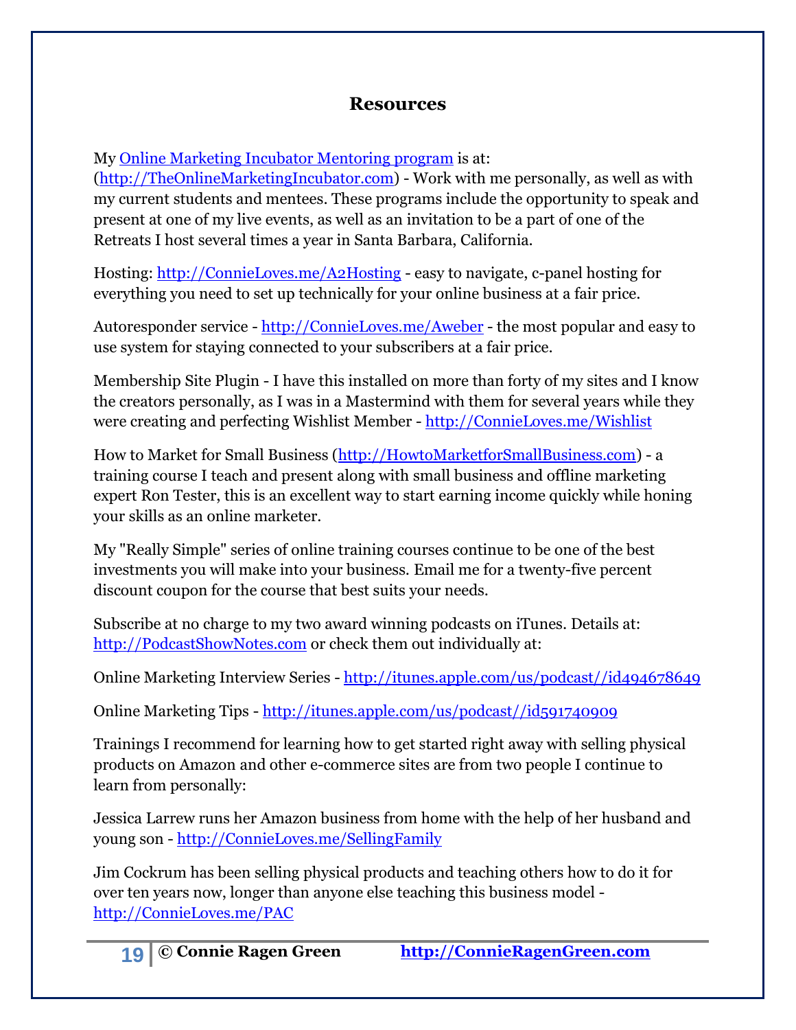## Resources

My [Online Marketing Incubator Mentoring program](http://TheOnlineMarketingIncubator.com) is at: (http://TheOnlineMarketingIncubator.com) - Work with me personally, as well as with my current students and mentees. These programs include the opportunity to speak and present at one of my live events, as well as an invitation to be a part of one of the Retreats I host several times a year in Santa Barbara, California.

Hosting: http://ConnieLoves.me/A2Hosting - easy to navigate, c-panel hosting for everything you need to set up technically for your online business at a fair price.

Autoresponder service - http://ConnieLoves.me/Aweber - the most popular and easy to use system for staying connected to your subscribers at a fair price.

Membership Site Plugin - I have this installed on more than forty of my sites and I know the creators personally, as I was in a Mastermind with them for several years while they were creating and perfecting Wishlist Member - http://ConnieLoves.me/Wishlist

How to Market for Small Business (http://HowtoMarketforSmallBusiness.com) - a training course I teach and present along with small business and offline marketing expert Ron Tester, this is an excellent way to start earning income quickly while honing your skills as an online marketer.

My "Really Simple" series of online training courses continue to be one of the best investments you will make into your business. Email me for a twenty-five percent discount coupon for the course that best suits your needs.

Subscribe at no charge to my two award winning podcasts on iTunes. Details at: http://PodcastShowNotes.com or check them out individually at:

Online Marketing Interview Series - http://itunes.apple.com/us/podcast//id494678649

Online Marketing Tips - http://itunes.apple.com/us/podcast//id591740909

Trainings I recommend for learning how to get started right away with selling physical products on Amazon and other e-commerce sites are from two people I continue to learn from personally:

Jessica Larrew runs her Amazon business from home with the help of her husband and young son - http://ConnieLoves.me/SellingFamily

Jim Cockrum has been selling physical products and teaching others how to do it for over ten years now, longer than anyone else teaching this business model - http://ConnieLoves.me/PAC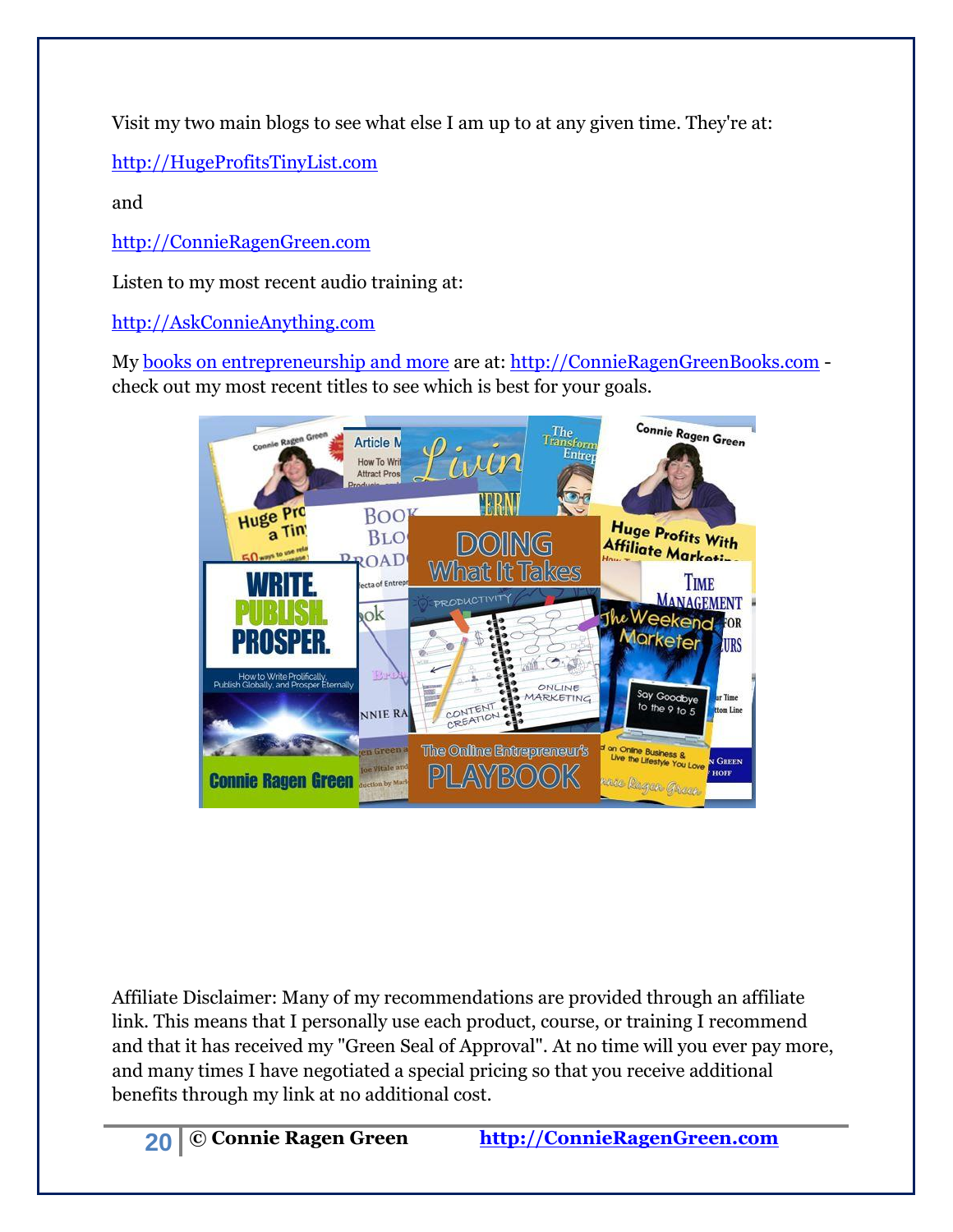Visit my two main blogs to see what else I am up to at any given time. They're at:

http://HugeProfitsTinyList.com

and

http://ConnieRagenGreen.com

Listen to my most recent audio training at:

http://AskConnieAnything.com

My books on entrepreneurship and more are at: http://ConnieRagenGreenBooks.com - check out my most recent titles to see which is best for your goals.

Affiliate Disclaimer: Many of my recommendations are provided through an affiliate link. This means that I personally use each product, course, or training I recommend and that it has received my "Green Seal of Approval". At no time will you ever pay more, and many times I have negotiated a special pricing so that you receive additional benefits through my link at no additional cost.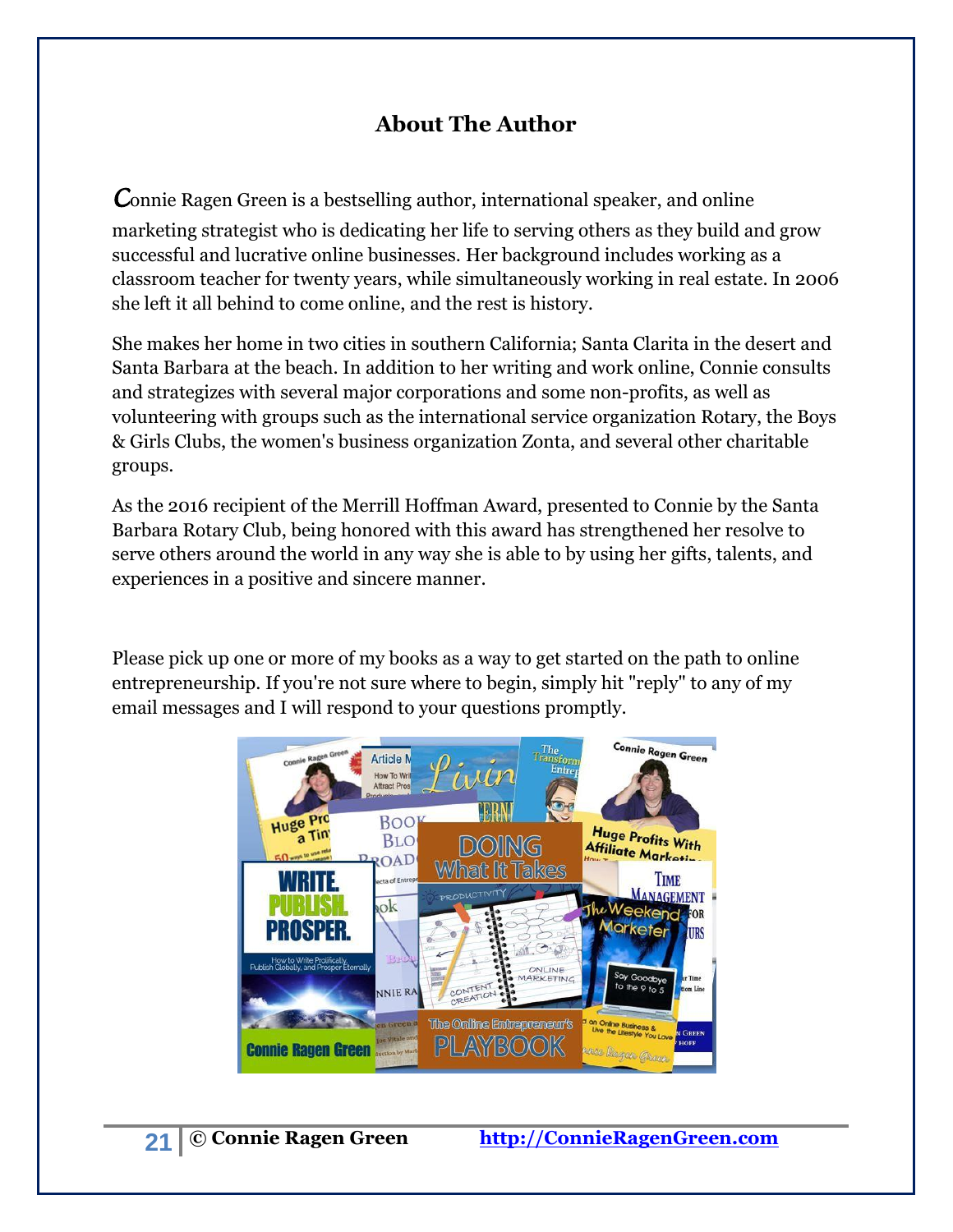## About The Author

Connie Ragen Green is a bestselling author, international speaker, and online marketing strategist who is dedicating her life to serving others as they build and grow successful and lucrative online businesses. Her background includes working as a classroom teacher for twenty years, while simultaneously working in real estate. In 2006 she left it all behind to come online, and the rest is history.

She makes her home in two cities in southern California; Santa Clarita in the desert and Santa Barbara at the beach. In addition to her writing and work online, Connie consults and strategizes with several major corporations and some non-profits, as well as volunteering with groups such as the international service organization Rotary, the Boys & Girls Clubs, the women's business organization Zonta, and several other charitable groups.

As the 2016 recipient of the Merrill Hoffman Award, presented to Connie by the Santa Barbara Rotary Club, being honored with this award has strengthened her resolve to serve others around the world in any way she is able to by using her gifts, talents, and experiences in a positive and sincere manner.

Please pick up one or more of my books as a way to get started on the path to online entrepreneurship. If you're not sure where to begin, simply hit "reply" to any of my email messages and I will respond to your questions promptly.